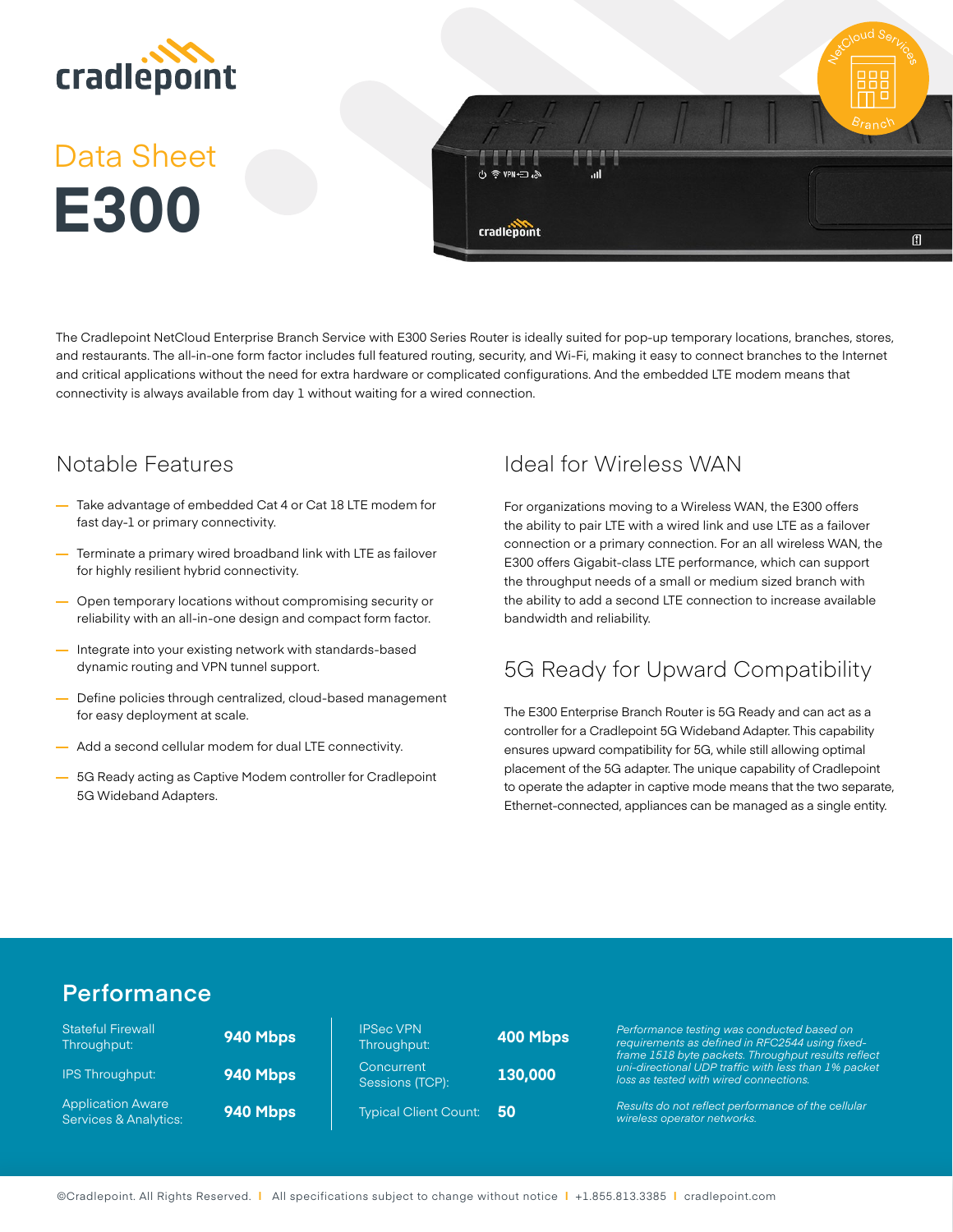cradlepoint

Data Sheet

# E300

The Cradlepoint NetCloud Enterprise Branch Service with E300 Series Router is ideally suited for pop-up temporary locations, branches, stores, and restaurants. The all-in-one form factor includes full featured routing, security, and Wi-Fi, making it easy to connect branches to the Internet and critical applications without the need for extra hardware or complicated configurations. And the embedded LTE modem means that connectivity is always available from day 1 without waiting for a wired connection.

## Notable Features

- Take advantage of embedded Cat 4 or Cat 18 LTE modem for fast day-1 or primary connectivity.
- Terminate a primary wired broadband link with LTE as failover for highly resilient hybrid connectivity.
- Open temporary locations without compromising security or reliability with an all-in-one design and compact form factor.
- Integrate into your existing network with standards-based dynamic routing and VPN tunnel support.
- Define policies through centralized, cloud-based management for easy deployment at scale.
- Add a second cellular modem for dual LTE connectivity.
- 5G Ready acting as Captive Modem controller for Cradlepoint 5G Wideband Adapters.

## Ideal for Wireless WAN

For organizations moving to a Wireless WAN, the E300 offers the ability to pair LTE with a wired link and use LTE as a failover connection or a primary connection. For an all wireless WAN, the E300 offers Gigabit-class LTE performance, which can support the throughput needs of a small or medium sized branch with the ability to add a second LTE connection to increase available bandwidth and reliability.

## 5G Ready for Upward Compatibility

The E300 Enterprise Branch Router is 5G Ready and can act as a controller for a Cradlepoint 5G Wideband Adapter. This capability ensures upward compatibility for 5G, while still allowing optimal placement of the 5G adapter. The unique capability of Cradlepoint to operate the adapter in captive mode means that the two separate, Ethernet-connected, appliances can be managed as a single entity.

## Performance

| | | | |
|---|---|---|---|
| Stateful Firewall Throughput: | **940 Mbps** | IPSec VPN Throughput: | **400 Mbps** |
| IPS Throughput: | **940 Mbps** | Concurrent Sessions (TCP): | **130,000** |
| Application Aware Services & Analytics: | **940 Mbps** | Typical Client Count: | **50** |

*Performance testing was conducted based on requirements as defined in RFC2544 using fixed-frame 1518 byte packets. Throughput results reflect uni-directional UDP traffic with less than 1% packet loss as tested with wired connections.*

*Results do not reflect performance of the cellular wireless operator networks.*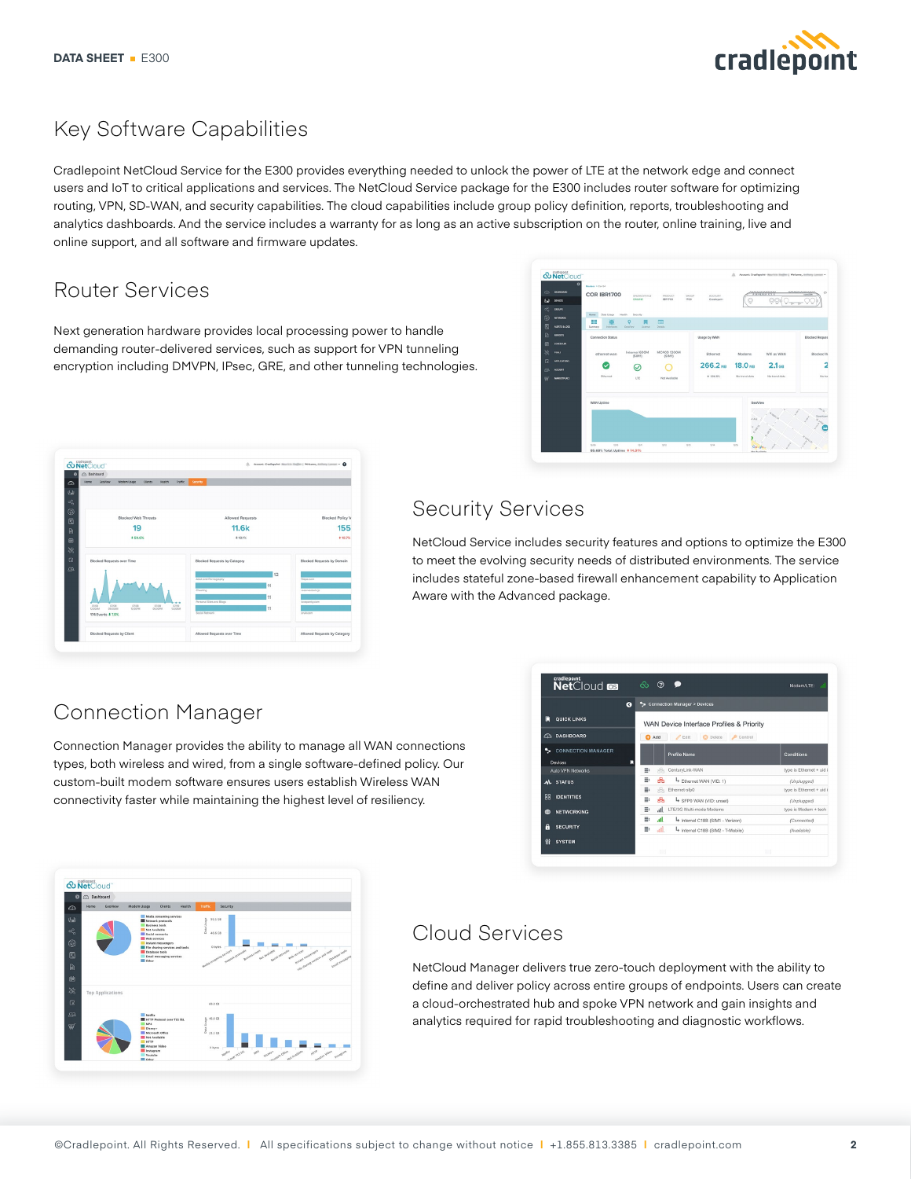# Key Software Capabilities

Cradlepoint NetCloud Service for the E300 provides everything needed to unlock the power of LTE at the network edge and connect users and IoT to critical applications and services. The NetCloud Service package for the E300 includes router software for optimizing routing, VPN, SD-WAN, and security capabilities. The cloud capabilities include group policy definition, reports, troubleshooting and analytics dashboards. And the service includes a warranty for as long as an active subscription on the router, online training, live and online support, and all software and firmware updates.

## Router Services

Next generation hardware provides local processing power to handle demanding router-delivered services, such as support for VPN tunneling encryption including DMVPN, IPsec, GRE, and other tunneling technologies.

## Security Services

NetCloud Service includes security features and options to optimize the E300 to meet the evolving security needs of distributed environments. The service includes stateful zone-based firewall enhancement capability to Application Aware with the Advanced package.

## Connection Manager

Connection Manager provides the ability to manage all WAN connections types, both wireless and wired, from a single software-defined policy. Our custom-built modem software ensures users establish Wireless WAN connectivity faster while maintaining the highest level of resiliency.

## Cloud Services

NetCloud Manager delivers true zero-touch deployment with the ability to define and deliver policy across entire groups of endpoints. Users can create a cloud-orchestrated hub and spoke VPN network and gain insights and analytics required for rapid troubleshooting and diagnostic workflows.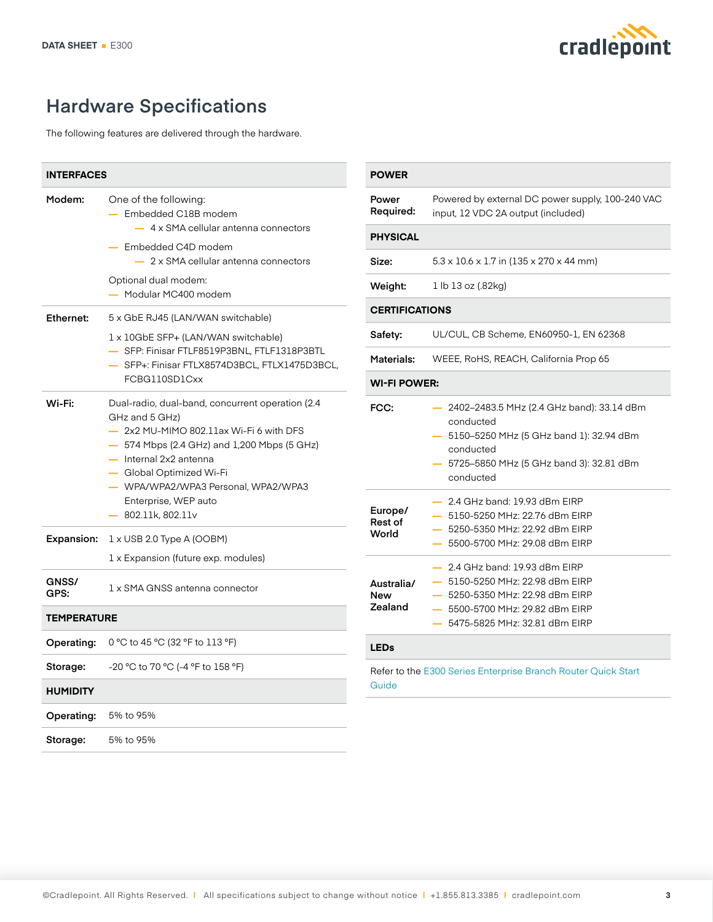## Hardware Specifications

The following features are delivered through the hardware.

### INTERFACES

**Modem:**

One of the following:
- Embedded C18B modem
  - 4 x SMA cellular antenna connectors
- Embedded C4D modem
  - 2 x SMA cellular antenna connectors

Optional dual modem:
- Modular MC400 modem

**Ethernet:**

5 x GbE RJ45 (LAN/WAN switchable)

1 x 10GbE SFP+ (LAN/WAN switchable)
- SFP: Finisar FTLF8519P3BNL, FTLF1318P3BTL
- SFP+: Finisar FTLX8574D3BCL, FTLX1475D3BCL, FCBG110SD1Cxx

**Wi-Fi:**

Dual-radio, dual-band, concurrent operation (2.4 GHz and 5 GHz)
- 2x2 MU-MIMO 802.11ax Wi-Fi 6 with DFS
- 574 Mbps (2.4 GHz) and 1,200 Mbps (5 GHz)
- Internal 2x2 antenna
- Global Optimized Wi-Fi
- WPA/WPA2/WPA3 Personal, WPA2/WPA3 Enterprise, WEP auto
- 802.11k, 802.11v

**Expansion:**

1 x USB 2.0 Type A (OOBM)

1 x Expansion (future exp. modules)

**GNSS/GPS:** 1 x SMA GNSS antenna connector

### TEMPERATURE

| | |
|---|---|
| **Operating:** | 0 °C to 45 °C (32 °F to 113 °F) |
| **Storage:** | -20 °C to 70 °C (-4 °F to 158 °F) |

### HUMIDITY

| | |
|---|---|
| **Operating:** | 5% to 95% |
| **Storage:** | 5% to 95% |

### POWER

**Power Required:** Powered by external DC power supply, 100-240 VAC input, 12 VDC 2A output (included)

### PHYSICAL

| | |
|---|---|
| **Size:** | 5.3 x 10.6 x 1.7 in (135 x 270 x 44 mm) |
| **Weight:** | 1 lb 13 oz (.82kg) |

### CERTIFICATIONS

| | |
|---|---|
| **Safety:** | UL/CUL, CB Scheme, EN60950-1, EN 62368 |
| **Materials:** | WEEE, RoHS, REACH, California Prop 65 |

### WI-FI POWER:

**FCC:**
- 2402–2483.5 MHz (2.4 GHz band): 33.14 dBm conducted
- 5150–5250 MHz (5 GHz band 1): 32.94 dBm conducted
- 5725–5850 MHz (5 GHz band 3): 32.81 dBm conducted

**Europe/Rest of World**
- 2.4 GHz band: 19.93 dBm EIRP
- 5150-5250 MHz: 22.76 dBm EIRP
- 5250-5350 MHz: 22.92 dBm EIRP
- 5500-5700 MHz: 29.08 dBm EIRP

**Australia/New Zealand**
- 2.4 GHz band: 19.93 dBm EIRP
- 5150-5250 MHz: 22.98 dBm EIRP
- 5250-5350 MHz: 22.98 dBm EIRP
- 5500-5700 MHz: 29.82 dBm EIRP
- 5475-5825 MHz: 32.81 dBm EIRP

### LEDs

Refer to the E300 Series Enterprise Branch Router Quick Start Guide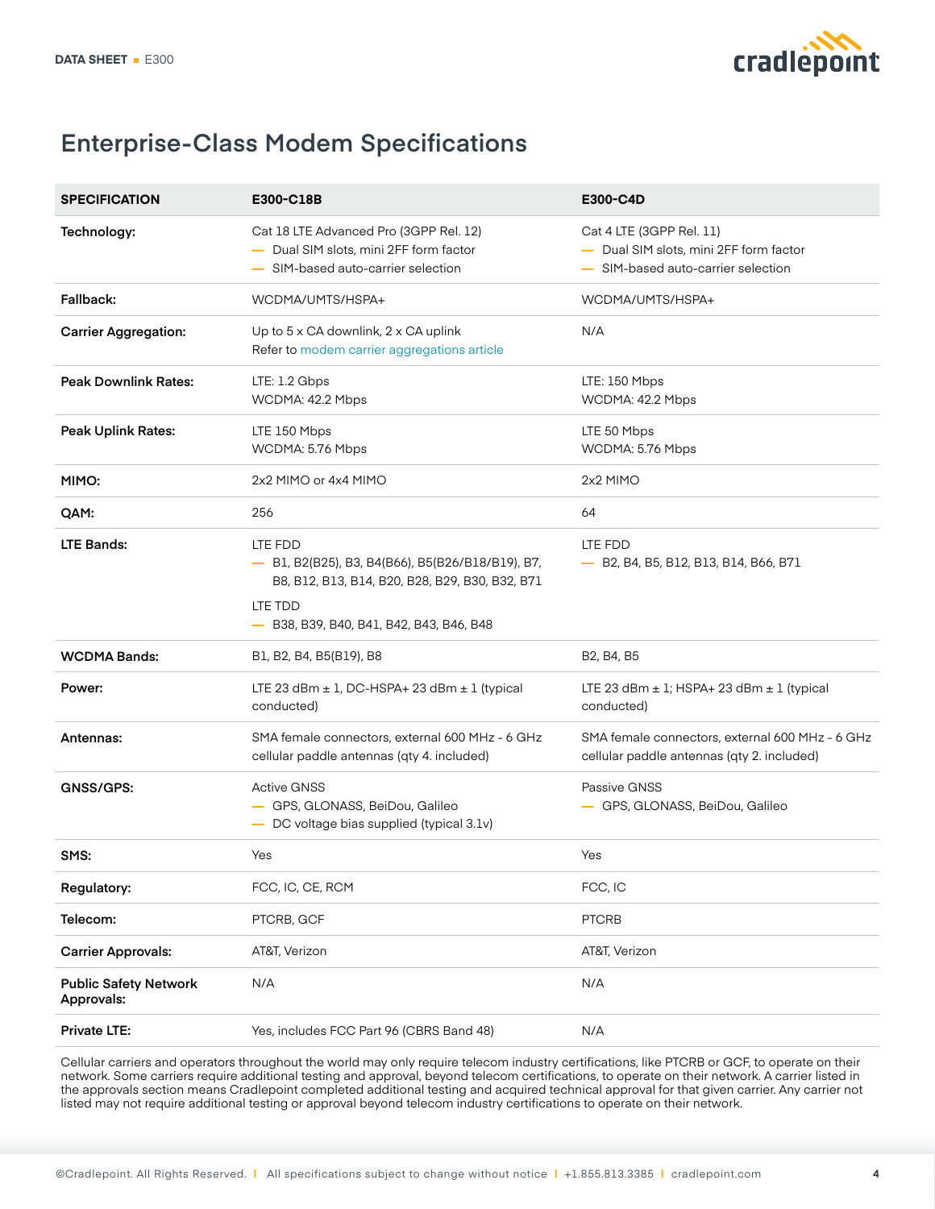## Enterprise-Class Modem Specifications

| SPECIFICATION | E300-C18B | E300-C4D |
|---|---|---|
| **Technology:** | Cat 18 LTE Advanced Pro (3GPP Rel. 12)<br>— Dual SIM slots, mini 2FF form factor<br>— SIM-based auto-carrier selection | Cat 4 LTE (3GPP Rel. 11)<br>— Dual SIM slots, mini 2FF form factor<br>— SIM-based auto-carrier selection |
| **Fallback:** | WCDMA/UMTS/HSPA+ | WCDMA/UMTS/HSPA+ |
| **Carrier Aggregation:** | Up to 5 x CA downlink, 2 x CA uplink<br>Refer to modem carrier aggregations article | N/A |
| **Peak Downlink Rates:** | LTE: 1.2 Gbps<br>WCDMA: 42.2 Mbps | LTE: 150 Mbps<br>WCDMA: 42.2 Mbps |
| **Peak Uplink Rates:** | LTE 150 Mbps<br>WCDMA: 5.76 Mbps | LTE 50 Mbps<br>WCDMA: 5.76 Mbps |
| **MIMO:** | 2x2 MIMO or 4x4 MIMO | 2x2 MIMO |
| **QAM:** | 256 | 64 |
| **LTE Bands:** | LTE FDD<br>— B1, B2(B25), B3, B4(B66), B5(B26/B18/B19), B7, B8, B12, B13, B14, B20, B28, B29, B30, B32, B71<br>LTE TDD<br>— B38, B39, B40, B41, B42, B43, B46, B48 | LTE FDD<br>— B2, B4, B5, B12, B13, B14, B66, B71 |
| **WCDMA Bands:** | B1, B2, B4, B5(B19), B8 | B2, B4, B5 |
| **Power:** | LTE 23 dBm ± 1, DC-HSPA+ 23 dBm ± 1 (typical conducted) | LTE 23 dBm ± 1; HSPA+ 23 dBm ± 1 (typical conducted) |
| **Antennas:** | SMA female connectors, external 600 MHz - 6 GHz cellular paddle antennas (qty 4. included) | SMA female connectors, external 600 MHz - 6 GHz cellular paddle antennas (qty 2. included) |
| **GNSS/GPS:** | Active GNSS<br>— GPS, GLONASS, BeiDou, Galileo<br>— DC voltage bias supplied (typical 3.1v) | Passive GNSS<br>— GPS, GLONASS, BeiDou, Galileo |
| **SMS:** | Yes | Yes |
| **Regulatory:** | FCC, IC, CE, RCM | FCC, IC |
| **Telecom:** | PTCRB, GCF | PTCRB |
| **Carrier Approvals:** | AT&T, Verizon | AT&T, Verizon |
| **Public Safety Network Approvals:** | N/A | N/A |
| **Private LTE:** | Yes, includes FCC Part 96 (CBRS Band 48) | N/A |

Cellular carriers and operators throughout the world may only require telecom industry certifications, like PTCRB or GCF, to operate on their network. Some carriers require additional testing and approval, beyond telecom certifications, to operate on their network. A carrier listed in the approvals section means Cradlepoint completed additional testing and acquired technical approval for that given carrier. Any carrier not listed may not require additional testing or approval beyond telecom industry certifications to operate on their network.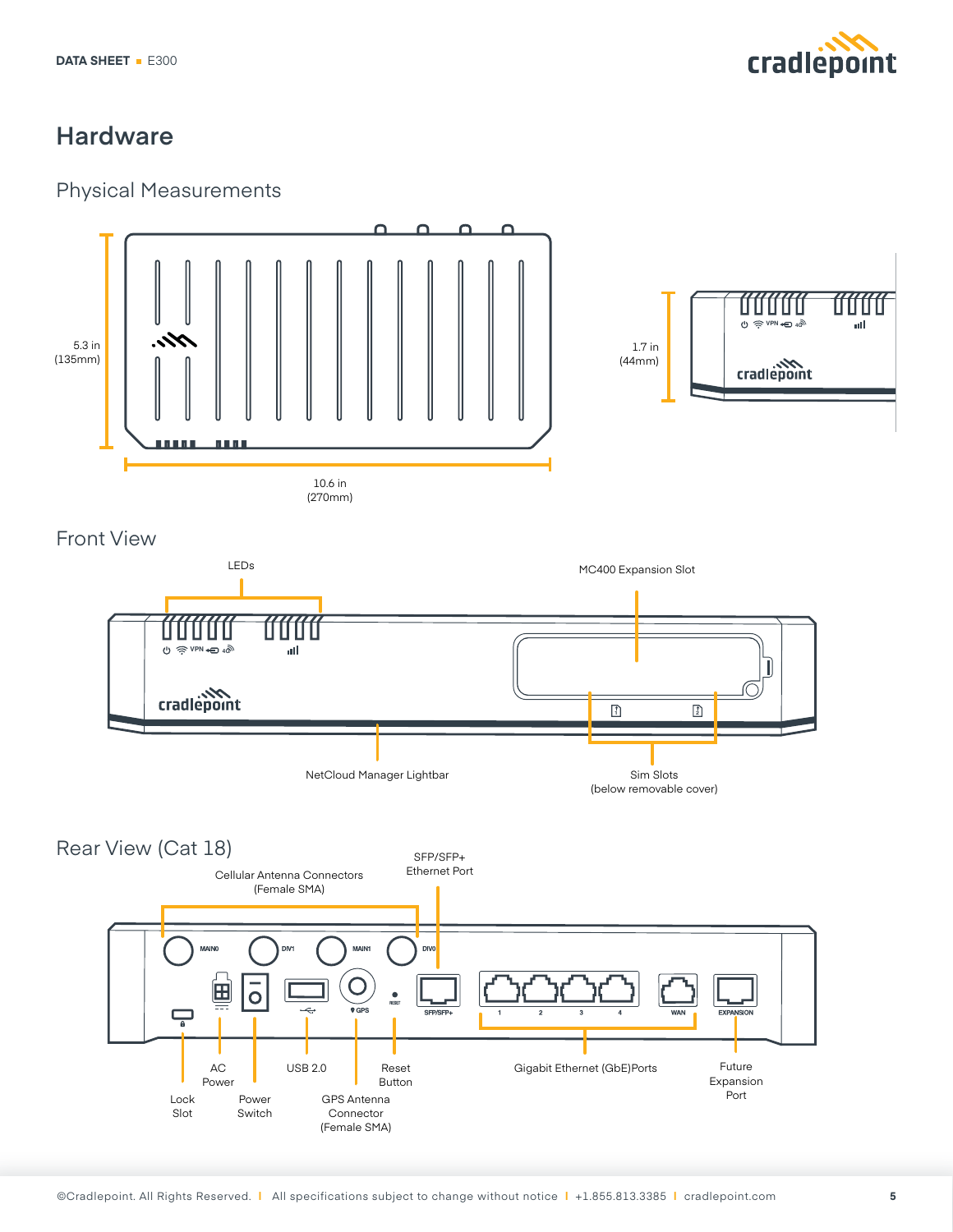## Hardware

### Physical Measurements

5.3 in (135mm)

10.6 in (270mm)

1.7 in (44mm)

### Front View

LEDs

MC400 Expansion Slot

NetCloud Manager Lightbar

Sim Slots (below removable cover)

### Rear View (Cat 18)

Cellular Antenna Connectors (Female SMA)

SFP/SFP+ Ethernet Port

MAIN0 DIV1 MAIN1 DIV0

GPS RESET SFP/SFP+ 1 2 3 4 WAN EXPANSION

Lock Slot

AC Power

Power Switch

USB 2.0

GPS Antenna Connector (Female SMA)

Reset Button

Gigabit Ethernet (GbE)Ports

Future Expansion Port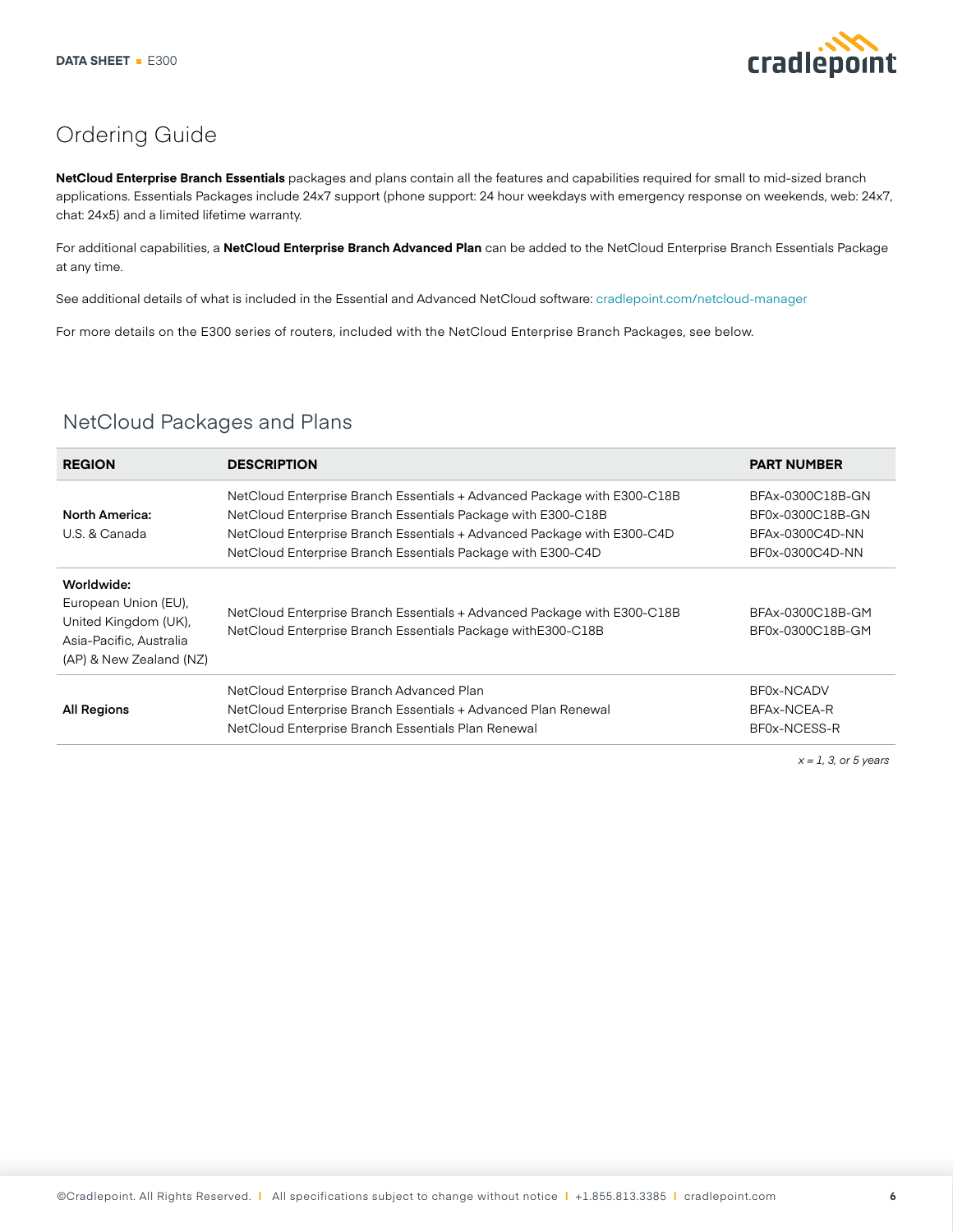# Ordering Guide

**NetCloud Enterprise Branch Essentials** packages and plans contain all the features and capabilities required for small to mid-sized branch applications. Essentials Packages include 24x7 support (phone support: 24 hour weekdays with emergency response on weekends, web: 24x7, chat: 24x5) and a limited lifetime warranty.

For additional capabilities, a **NetCloud Enterprise Branch Advanced Plan** can be added to the NetCloud Enterprise Branch Essentials Package at any time.

See additional details of what is included in the Essential and Advanced NetCloud software: cradlepoint.com/netcloud-manager

For more details on the E300 series of routers, included with the NetCloud Enterprise Branch Packages, see below.

## NetCloud Packages and Plans

| REGION | DESCRIPTION | PART NUMBER |
|---|---|---|
| **North America:** U.S. & Canada | NetCloud Enterprise Branch Essentials + Advanced Package with E300-C18B | BFAx-0300C18B-GN |
| | NetCloud Enterprise Branch Essentials Package with E300-C18B | BF0x-0300C18B-GN |
| | NetCloud Enterprise Branch Essentials + Advanced Package with E300-C4D | BFAx-0300C4D-NN |
| | NetCloud Enterprise Branch Essentials Package with E300-C4D | BF0x-0300C4D-NN |
| **Worldwide:** European Union (EU), United Kingdom (UK), Asia-Pacific, Australia (AP) & New Zealand (NZ) | NetCloud Enterprise Branch Essentials + Advanced Package with E300-C18B | BFAx-0300C18B-GM |
| | NetCloud Enterprise Branch Essentials Package withE300-C18B | BF0x-0300C18B-GM |
| **All Regions** | NetCloud Enterprise Branch Advanced Plan | BF0x-NCADV |
| | NetCloud Enterprise Branch Essentials + Advanced Plan Renewal | BFAx-NCEA-R |
| | NetCloud Enterprise Branch Essentials Plan Renewal | BF0x-NCESS-R |

*x = 1, 3, or 5 years*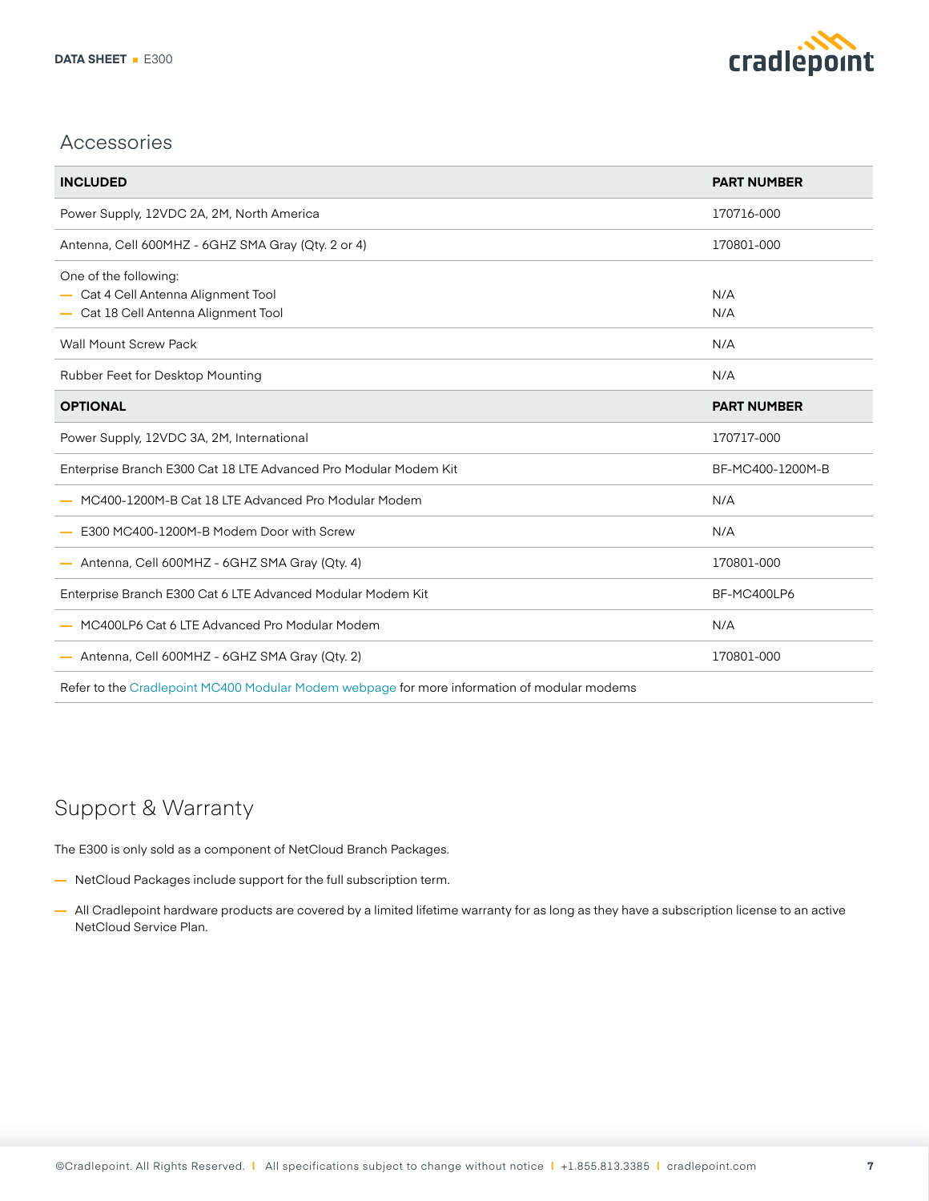## Accessories

| INCLUDED | PART NUMBER |
|---|---|
| Power Supply, 12VDC 2A, 2M, North America | 170716-000 |
| Antenna, Cell 600MHZ - 6GHZ SMA Gray (Qty. 2 or 4) | 170801-000 |
| One of the following:<br>— Cat 4 Cell Antenna Alignment Tool<br>— Cat 18 Cell Antenna Alignment Tool | <br>N/A<br>N/A |
| Wall Mount Screw Pack | N/A |
| Rubber Feet for Desktop Mounting | N/A |
| **OPTIONAL** | **PART NUMBER** |
| Power Supply, 12VDC 3A, 2M, International | 170717-000 |
| Enterprise Branch E300 Cat 18 LTE Advanced Pro Modular Modem Kit | BF-MC400-1200M-B |
| — MC400-1200M-B Cat 18 LTE Advanced Pro Modular Modem | N/A |
| — E300 MC400-1200M-B Modem Door with Screw | N/A |
| — Antenna, Cell 600MHZ - 6GHZ SMA Gray (Qty. 4) | 170801-000 |
| Enterprise Branch E300 Cat 6 LTE Advanced Modular Modem Kit | BF-MC400LP6 |
| — MC400LP6 Cat 6 LTE Advanced Pro Modular Modem | N/A |
| — Antenna, Cell 600MHZ - 6GHZ SMA Gray (Qty. 2) | 170801-000 |
| Refer to the Cradlepoint MC400 Modular Modem webpage for more information of modular modems | |

## Support & Warranty

The E300 is only sold as a component of NetCloud Branch Packages.

- NetCloud Packages include support for the full subscription term.
- All Cradlepoint hardware products are covered by a limited lifetime warranty for as long as they have a subscription license to an active NetCloud Service Plan.